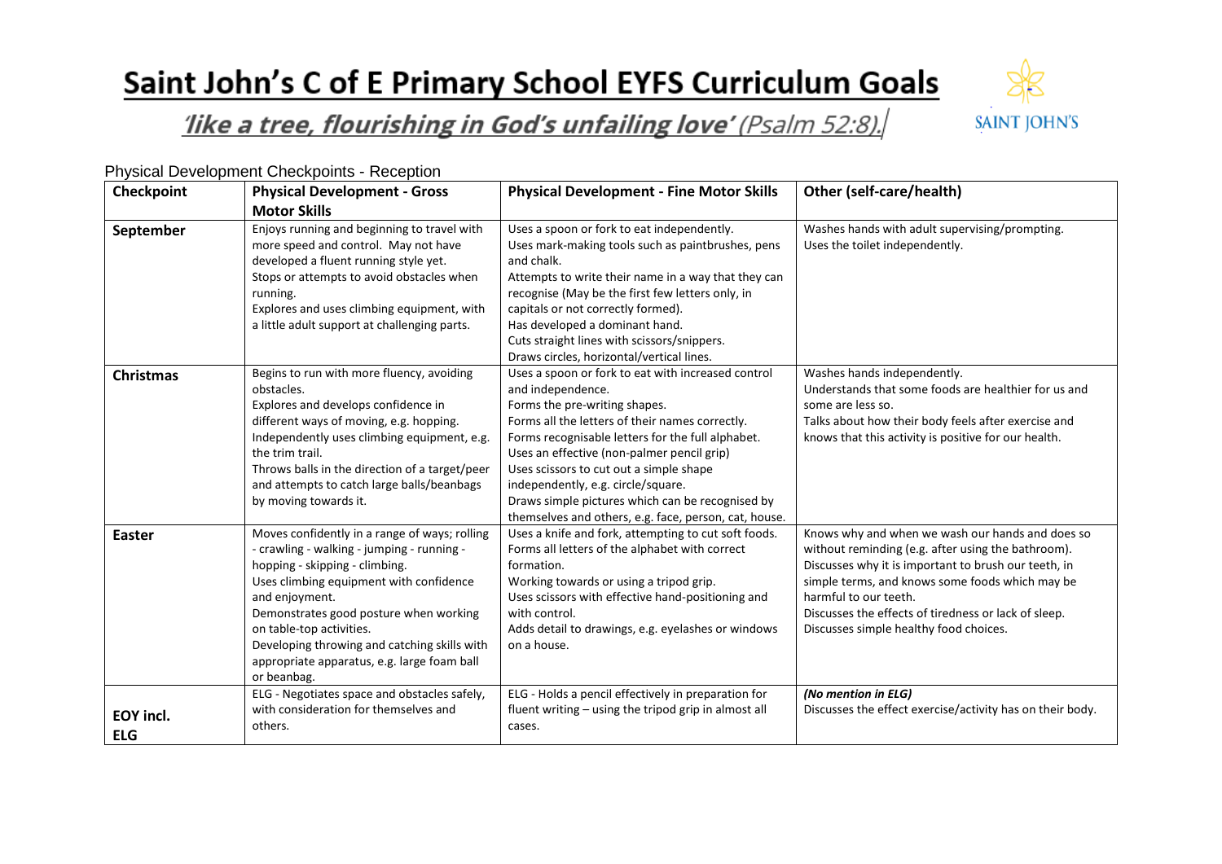# Saint John's C of E Primary School EYFS Curriculum Goals

*'like a tree, flourishing in God's unfailing love'* (Psalm 52:8).

Physical Development Checkpoints - Reception

| Checkpoint | Physical Development - Gross Motor Skills | Physical Development - Fine Motor Skills | Other (self-care/health) |
|---|---|---|---|
| **September** | Enjoys running and beginning to travel with more speed and control. May not have developed a fluent running style yet.<br>Stops or attempts to avoid obstacles when running.<br>Explores and uses climbing equipment, with a little adult support at challenging parts. | Uses a spoon or fork to eat independently.<br>Uses mark-making tools such as paintbrushes, pens and chalk.<br>Attempts to write their name in a way that they can recognise (May be the first few letters only, in capitals or not correctly formed).<br>Has developed a dominant hand.<br>Cuts straight lines with scissors/snippers.<br>Draws circles, horizontal/vertical lines. | Washes hands with adult supervising/prompting.<br>Uses the toilet independently. |
| **Christmas** | Begins to run with more fluency, avoiding obstacles.<br>Explores and develops confidence in different ways of moving, e.g. hopping.<br>Independently uses climbing equipment, e.g. the trim trail.<br>Throws balls in the direction of a target/peer and attempts to catch large balls/beanbags by moving towards it. | Uses a spoon or fork to eat with increased control and independence.<br>Forms the pre-writing shapes.<br>Forms all the letters of their names correctly.<br>Forms recognisable letters for the full alphabet.<br>Uses an effective (non-palmer pencil grip)<br>Uses scissors to cut out a simple shape independently, e.g. circle/square.<br>Draws simple pictures which can be recognised by themselves and others, e.g. face, person, cat, house. | Washes hands independently.<br>Understands that some foods are healthier for us and some are less so.<br>Talks about how their body feels after exercise and knows that this activity is positive for our health. |
| **Easter** | Moves confidently in a range of ways; rolling - crawling - walking - jumping - running - hopping - skipping - climbing.<br>Uses climbing equipment with confidence and enjoyment.<br>Demonstrates good posture when working on table-top activities.<br>Developing throwing and catching skills with appropriate apparatus, e.g. large foam ball or beanbag. | Uses a knife and fork, attempting to cut soft foods.<br>Forms all letters of the alphabet with correct formation.<br>Working towards or using a tripod grip.<br>Uses scissors with effective hand-positioning and with control.<br>Adds detail to drawings, e.g. eyelashes or windows on a house. | Knows why and when we wash our hands and does so without reminding (e.g. after using the bathroom).<br>Discusses why it is important to brush our teeth, in simple terms, and knows some foods which may be harmful to our teeth.<br>Discusses the effects of tiredness or lack of sleep.<br>Discusses simple healthy food choices. |
| **EOY incl. ELG** | ELG - Negotiates space and obstacles safely, with consideration for themselves and others. | ELG - Holds a pencil effectively in preparation for fluent writing – using the tripod grip in almost all cases. | ***(No mention in ELG)***<br>Discusses the effect exercise/activity has on their body. |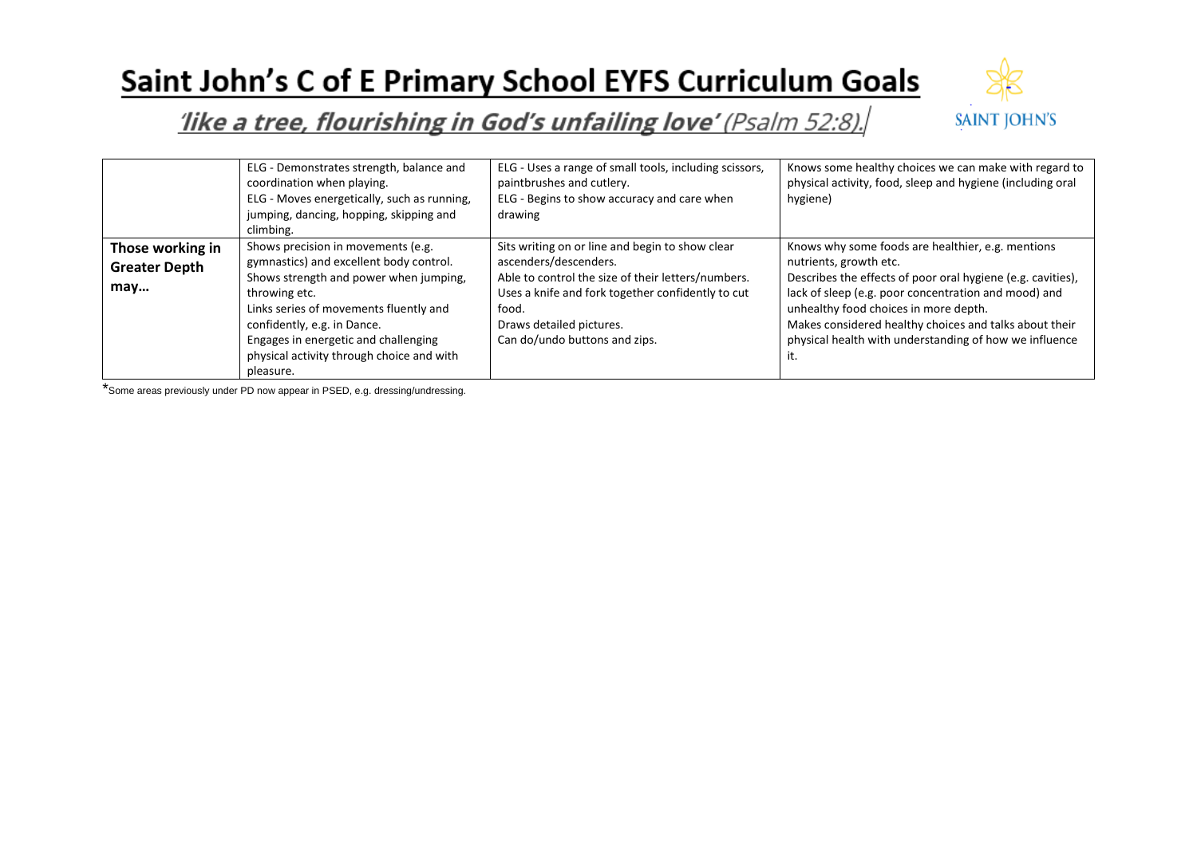# Saint John's C of E Primary School EYFS Curriculum Goals

*'like a tree, flourishing in God's unfailing love' (Psalm 52:8).*

| | | | |
|---|---|---|---|
| | ELG - Demonstrates strength, balance and coordination when playing.<br>ELG - Moves energetically, such as running, jumping, dancing, hopping, skipping and climbing. | ELG - Uses a range of small tools, including scissors, paintbrushes and cutlery.<br>ELG - Begins to show accuracy and care when drawing | Knows some healthy choices we can make with regard to physical activity, food, sleep and hygiene (including oral hygiene) |
| **Those working in Greater Depth may…** | Shows precision in movements (e.g. gymnastics) and excellent body control.<br>Shows strength and power when jumping, throwing etc.<br>Links series of movements fluently and confidently, e.g. in Dance.<br>Engages in energetic and challenging physical activity through choice and with pleasure. | Sits writing on or line and begin to show clear ascenders/descenders.<br>Able to control the size of their letters/numbers.<br>Uses a knife and fork together confidently to cut food.<br>Draws detailed pictures.<br>Can do/undo buttons and zips. | Knows why some foods are healthier, e.g. mentions nutrients, growth etc.<br>Describes the effects of poor oral hygiene (e.g. cavities), lack of sleep (e.g. poor concentration and mood) and unhealthy food choices in more depth.<br>Makes considered healthy choices and talks about their physical health with understanding of how we influence it. |

*Some areas previously under PD now appear in PSED, e.g. dressing/undressing.